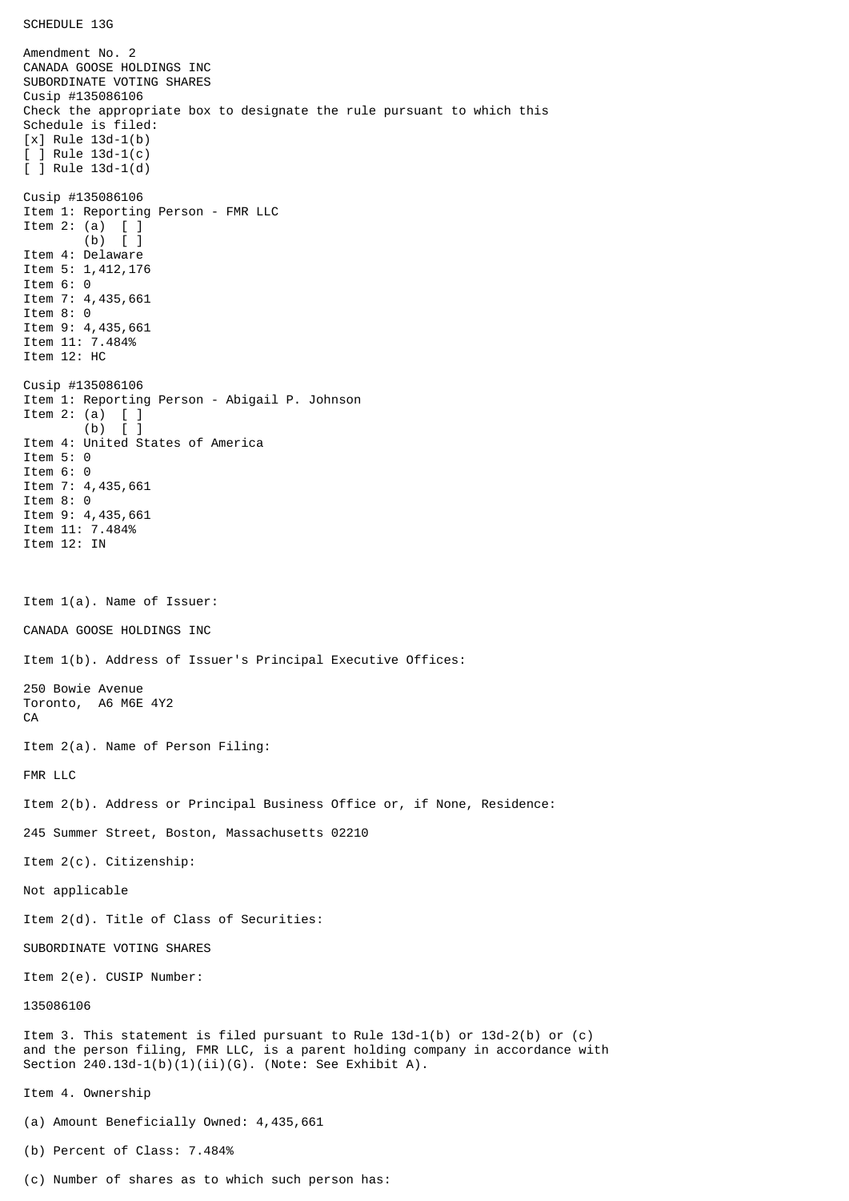SCHEDULE 13G

Amendment No. 2
CANADA GOOSE HOLDINGS INC
SUBORDINATE VOTING SHARES
Cusip #135086106
Check the appropriate box to designate the rule pursuant to which this Schedule is filed:
[x] Rule 13d-1(b)
[ ] Rule 13d-1(c)
[ ] Rule 13d-1(d)

Cusip #135086106
Item 1: Reporting Person - FMR LLC
Item 2: (a) [ ]
(b) [ ]
Item 4: Delaware
Item 5: 1,412,176
Item 6: 0
Item 7: 4,435,661
Item 8: 0
Item 9: 4,435,661
Item 11: 7.484%
Item 12: HC

Cusip #135086106
Item 1: Reporting Person - Abigail P. Johnson
Item 2: (a) [ ]
(b) [ ]
Item 4: United States of America
Item 5: 0
Item 6: 0
Item 7: 4,435,661
Item 8: 0
Item 9: 4,435,661
Item 11: 7.484%
Item 12: IN

Item 1(a). Name of Issuer:

CANADA GOOSE HOLDINGS INC

Item 1(b). Address of Issuer's Principal Executive Offices:

250 Bowie Avenue
Toronto, A6 M6E 4Y2
CA

Item 2(a). Name of Person Filing:

FMR LLC

Item 2(b). Address or Principal Business Office or, if None, Residence:

245 Summer Street, Boston, Massachusetts 02210

Item 2(c). Citizenship:

Not applicable

Item 2(d). Title of Class of Securities:

SUBORDINATE VOTING SHARES

Item 2(e). CUSIP Number:

135086106

Item 3. This statement is filed pursuant to Rule 13d-1(b) or 13d-2(b) or (c) and the person filing, FMR LLC, is a parent holding company in accordance with Section 240.13d-1(b)(1)(ii)(G). (Note: See Exhibit A).

Item 4. Ownership

(a) Amount Beneficially Owned: 4,435,661

(b) Percent of Class: 7.484%

(c) Number of shares as to which such person has: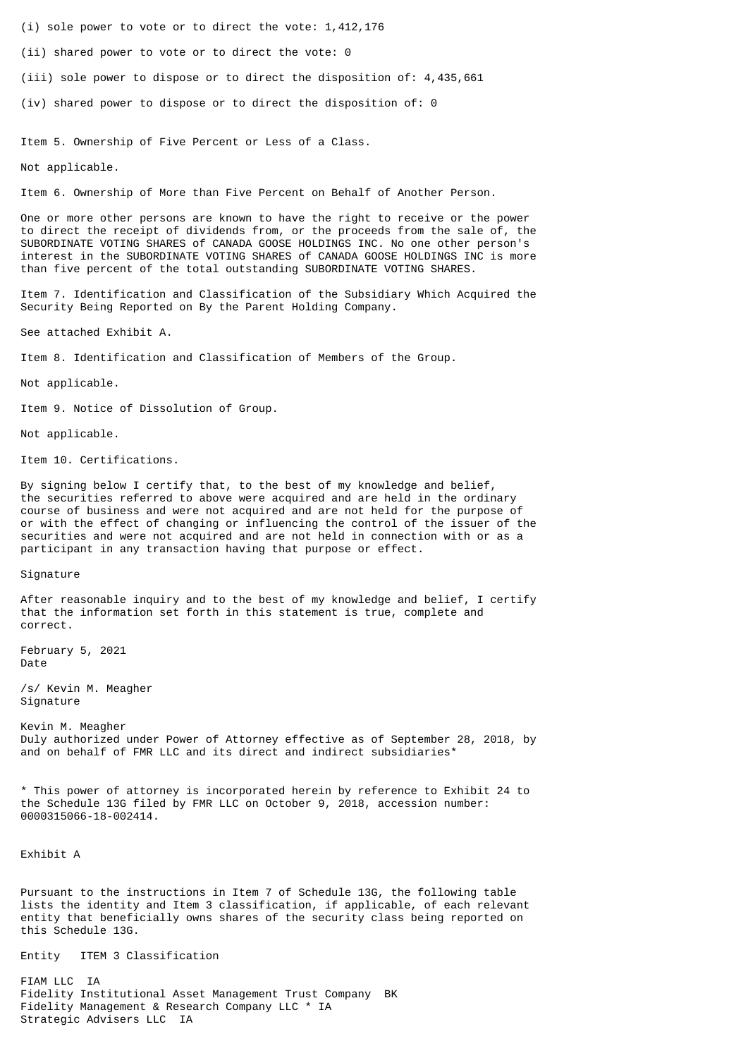(i) sole power to vote or to direct the vote: 1,412,176

(ii) shared power to vote or to direct the vote: 0

(iii) sole power to dispose or to direct the disposition of: 4,435,661

(iv) shared power to dispose or to direct the disposition of: 0

Item 5. Ownership of Five Percent or Less of a Class.

Not applicable.

Item 6. Ownership of More than Five Percent on Behalf of Another Person.

One or more other persons are known to have the right to receive or the power to direct the receipt of dividends from, or the proceeds from the sale of, the SUBORDINATE VOTING SHARES of CANADA GOOSE HOLDINGS INC. No one other person's interest in the SUBORDINATE VOTING SHARES of CANADA GOOSE HOLDINGS INC is more than five percent of the total outstanding SUBORDINATE VOTING SHARES.

Item 7. Identification and Classification of the Subsidiary Which Acquired the Security Being Reported on By the Parent Holding Company.

See attached Exhibit A.

Item 8. Identification and Classification of Members of the Group.

Not applicable.

Item 9. Notice of Dissolution of Group.

Not applicable.

Item 10. Certifications.

By signing below I certify that, to the best of my knowledge and belief, the securities referred to above were acquired and are held in the ordinary course of business and were not acquired and are not held for the purpose of or with the effect of changing or influencing the control of the issuer of the securities and were not acquired and are not held in connection with or as a participant in any transaction having that purpose or effect.

Signature

After reasonable inquiry and to the best of my knowledge and belief, I certify that the information set forth in this statement is true, complete and correct.

February 5, 2021
Date

/s/ Kevin M. Meagher
Signature

Kevin M. Meagher
Duly authorized under Power of Attorney effective as of September 28, 2018, by and on behalf of FMR LLC and its direct and indirect subsidiaries*

* This power of attorney is incorporated herein by reference to Exhibit 24 to the Schedule 13G filed by FMR LLC on October 9, 2018, accession number: 0000315066-18-002414.

Exhibit A

Pursuant to the instructions in Item 7 of Schedule 13G, the following table lists the identity and Item 3 classification, if applicable, of each relevant entity that beneficially owns shares of the security class being reported on this Schedule 13G.

| Entity | ITEM 3 Classification |
|---|---|
| FIAM LLC | IA |
| Fidelity Institutional Asset Management Trust Company | BK |
| Fidelity Management & Research Company LLC * | IA |
| Strategic Advisers LLC | IA |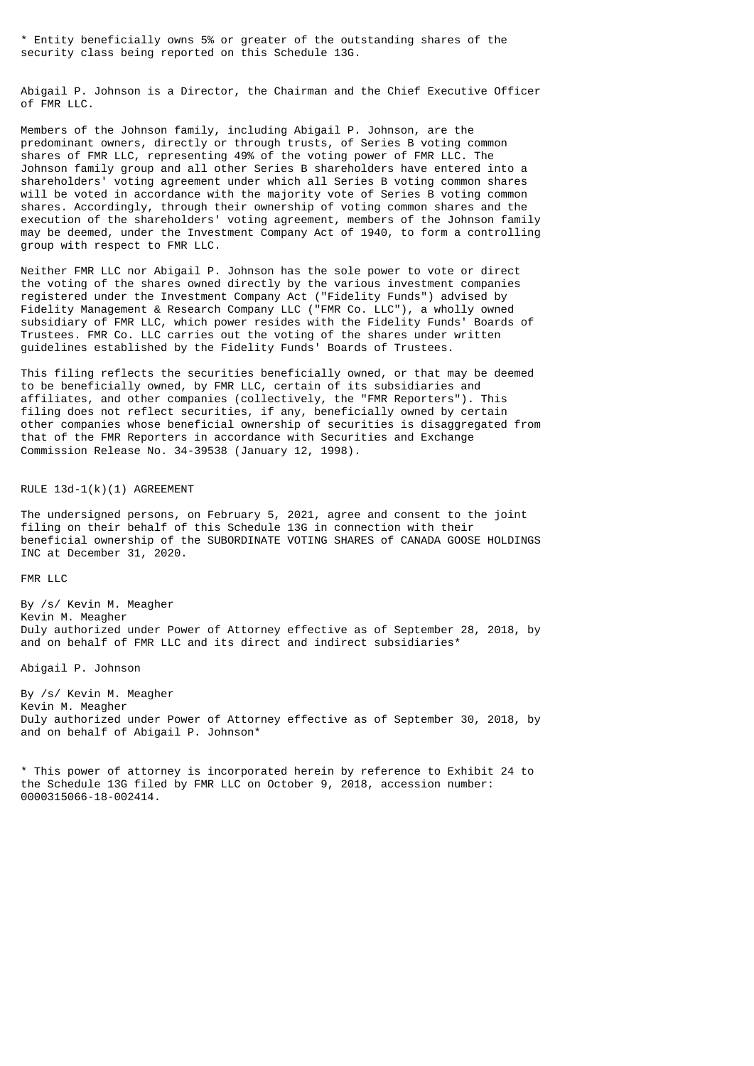* Entity beneficially owns 5% or greater of the outstanding shares of the security class being reported on this Schedule 13G.

Abigail P. Johnson is a Director, the Chairman and the Chief Executive Officer of FMR LLC.

Members of the Johnson family, including Abigail P. Johnson, are the predominant owners, directly or through trusts, of Series B voting common shares of FMR LLC, representing 49% of the voting power of FMR LLC. The Johnson family group and all other Series B shareholders have entered into a shareholders' voting agreement under which all Series B voting common shares will be voted in accordance with the majority vote of Series B voting common shares. Accordingly, through their ownership of voting common shares and the execution of the shareholders' voting agreement, members of the Johnson family may be deemed, under the Investment Company Act of 1940, to form a controlling group with respect to FMR LLC.

Neither FMR LLC nor Abigail P. Johnson has the sole power to vote or direct the voting of the shares owned directly by the various investment companies registered under the Investment Company Act ("Fidelity Funds") advised by Fidelity Management & Research Company LLC ("FMR Co. LLC"), a wholly owned subsidiary of FMR LLC, which power resides with the Fidelity Funds' Boards of Trustees. FMR Co. LLC carries out the voting of the shares under written guidelines established by the Fidelity Funds' Boards of Trustees.

This filing reflects the securities beneficially owned, or that may be deemed to be beneficially owned, by FMR LLC, certain of its subsidiaries and affiliates, and other companies (collectively, the "FMR Reporters"). This filing does not reflect securities, if any, beneficially owned by certain other companies whose beneficial ownership of securities is disaggregated from that of the FMR Reporters in accordance with Securities and Exchange Commission Release No. 34-39538 (January 12, 1998).

RULE 13d-1(k)(1) AGREEMENT

The undersigned persons, on February 5, 2021, agree and consent to the joint filing on their behalf of this Schedule 13G in connection with their beneficial ownership of the SUBORDINATE VOTING SHARES of CANADA GOOSE HOLDINGS INC at December 31, 2020.

FMR LLC

By /s/ Kevin M. Meagher
Kevin M. Meagher
Duly authorized under Power of Attorney effective as of September 28, 2018, by and on behalf of FMR LLC and its direct and indirect subsidiaries*

Abigail P. Johnson

By /s/ Kevin M. Meagher
Kevin M. Meagher
Duly authorized under Power of Attorney effective as of September 30, 2018, by and on behalf of Abigail P. Johnson*

* This power of attorney is incorporated herein by reference to Exhibit 24 to the Schedule 13G filed by FMR LLC on October 9, 2018, accession number: 0000315066-18-002414.